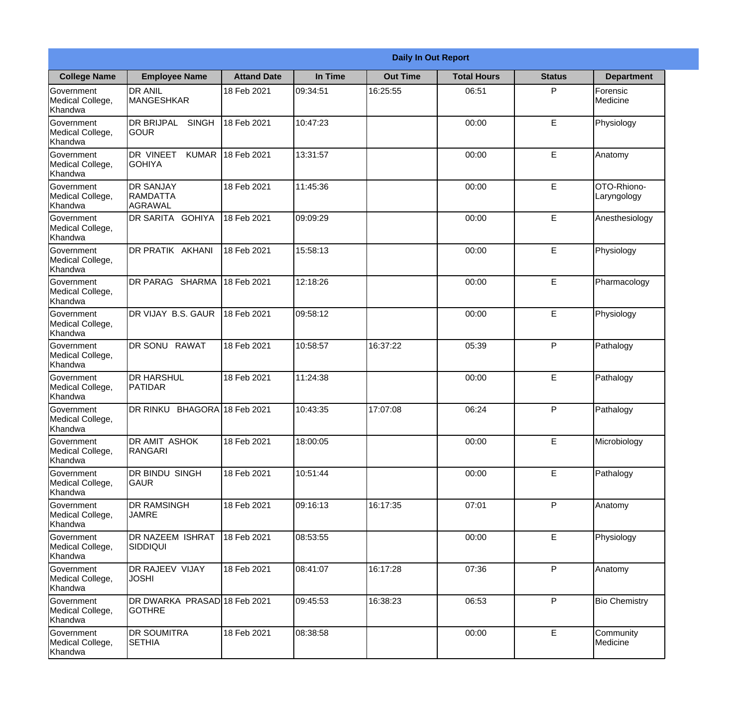**Daily In Out Report**

| College Name | Employee Name | Attand Date | In Time | Out Time | Total Hours | Status | Department |
|---|---|---|---|---|---|---|---|
| Government Medical College, Khandwa | DR ANIL MANGESHKAR | 18 Feb 2021 | 09:34:51 | 16:25:55 | 06:51 | P | Forensic Medicine |
| Government Medical College, Khandwa | DR BRIJPAL SINGH GOUR | 18 Feb 2021 | 10:47:23 | | 00:00 | E | Physiology |
| Government Medical College, Khandwa | DR VINEET KUMAR GOHIYA | 18 Feb 2021 | 13:31:57 | | 00:00 | E | Anatomy |
| Government Medical College, Khandwa | DR SANJAY RAMDATTA AGRAWAL | 18 Feb 2021 | 11:45:36 | | 00:00 | E | OTO-Rhiono-Laryngology |
| Government Medical College, Khandwa | DR SARITA GOHIYA | 18 Feb 2021 | 09:09:29 | | 00:00 | E | Anesthesiology |
| Government Medical College, Khandwa | DR PRATIK AKHANI | 18 Feb 2021 | 15:58:13 | | 00:00 | E | Physiology |
| Government Medical College, Khandwa | DR PARAG SHARMA | 18 Feb 2021 | 12:18:26 | | 00:00 | E | Pharmacology |
| Government Medical College, Khandwa | DR VIJAY B.S. GAUR | 18 Feb 2021 | 09:58:12 | | 00:00 | E | Physiology |
| Government Medical College, Khandwa | DR SONU RAWAT | 18 Feb 2021 | 10:58:57 | 16:37:22 | 05:39 | P | Pathalogy |
| Government Medical College, Khandwa | DR HARSHUL PATIDAR | 18 Feb 2021 | 11:24:38 | | 00:00 | E | Pathalogy |
| Government Medical College, Khandwa | DR RINKU BHAGORA | 18 Feb 2021 | 10:43:35 | 17:07:08 | 06:24 | P | Pathalogy |
| Government Medical College, Khandwa | DR AMIT ASHOK RANGARI | 18 Feb 2021 | 18:00:05 | | 00:00 | E | Microbiology |
| Government Medical College, Khandwa | DR BINDU SINGH GAUR | 18 Feb 2021 | 10:51:44 | | 00:00 | E | Pathalogy |
| Government Medical College, Khandwa | DR RAMSINGH JAMRE | 18 Feb 2021 | 09:16:13 | 16:17:35 | 07:01 | P | Anatomy |
| Government Medical College, Khandwa | DR NAZEEM ISHRAT SIDDIQUI | 18 Feb 2021 | 08:53:55 | | 00:00 | E | Physiology |
| Government Medical College, Khandwa | DR RAJEEV VIJAY JOSHI | 18 Feb 2021 | 08:41:07 | 16:17:28 | 07:36 | P | Anatomy |
| Government Medical College, Khandwa | DR DWARKA PRASAD GOTHRE | 18 Feb 2021 | 09:45:53 | 16:38:23 | 06:53 | P | Bio Chemistry |
| Government Medical College, Khandwa | DR SOUMITRA SETHIA | 18 Feb 2021 | 08:38:58 | | 00:00 | E | Community Medicine |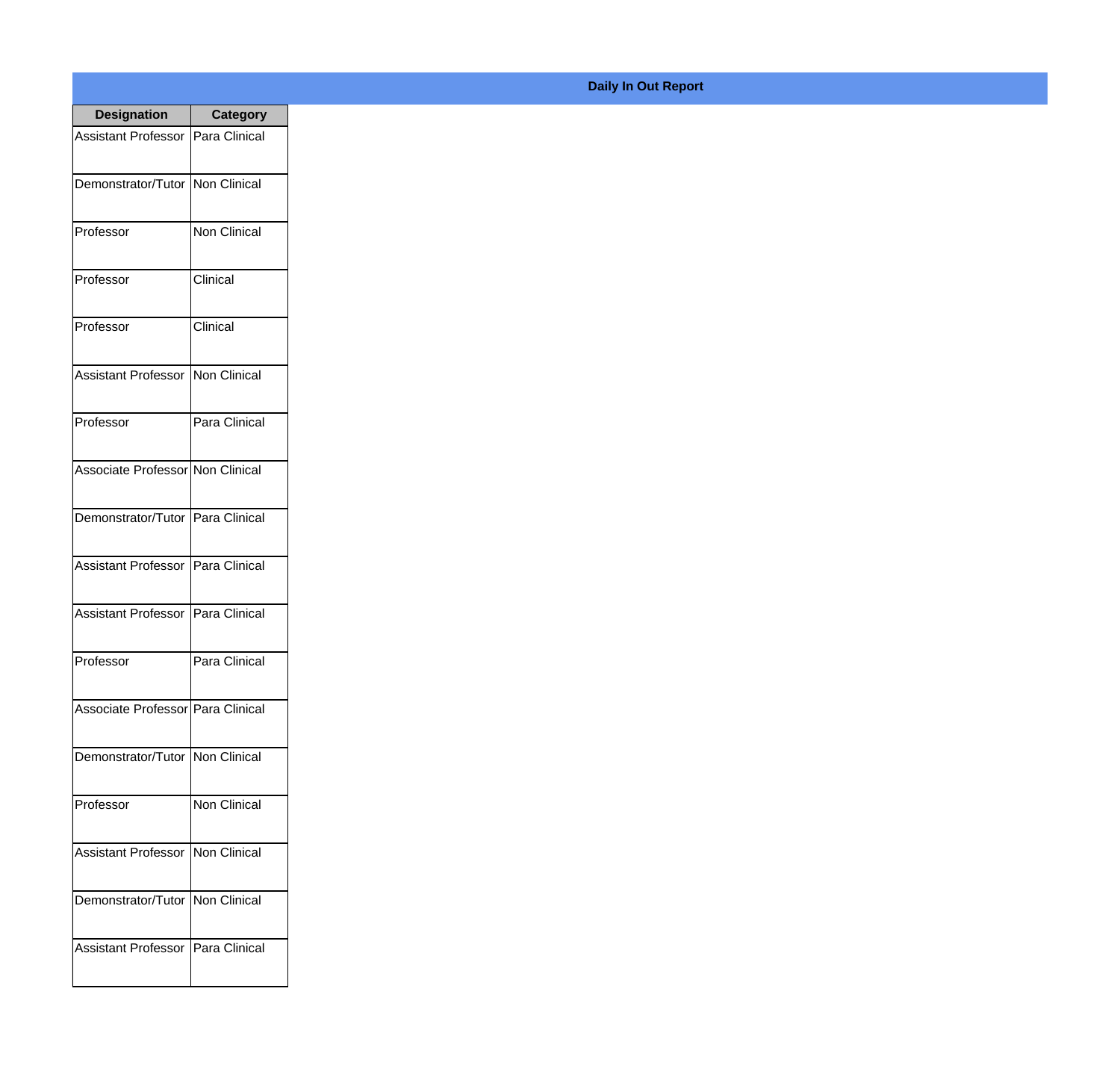**Daily In Out Report**

| Designation | Category |
|---|---|
| Assistant Professor | Para Clinical |
| Demonstrator/Tutor | Non Clinical |
| Professor | Non Clinical |
| Professor | Clinical |
| Professor | Clinical |
| Assistant Professor | Non Clinical |
| Professor | Para Clinical |
| Associate Professor | Non Clinical |
| Demonstrator/Tutor | Para Clinical |
| Assistant Professor | Para Clinical |
| Assistant Professor | Para Clinical |
| Professor | Para Clinical |
| Associate Professor | Para Clinical |
| Demonstrator/Tutor | Non Clinical |
| Professor | Non Clinical |
| Assistant Professor | Non Clinical |
| Demonstrator/Tutor | Non Clinical |
| Assistant Professor | Para Clinical |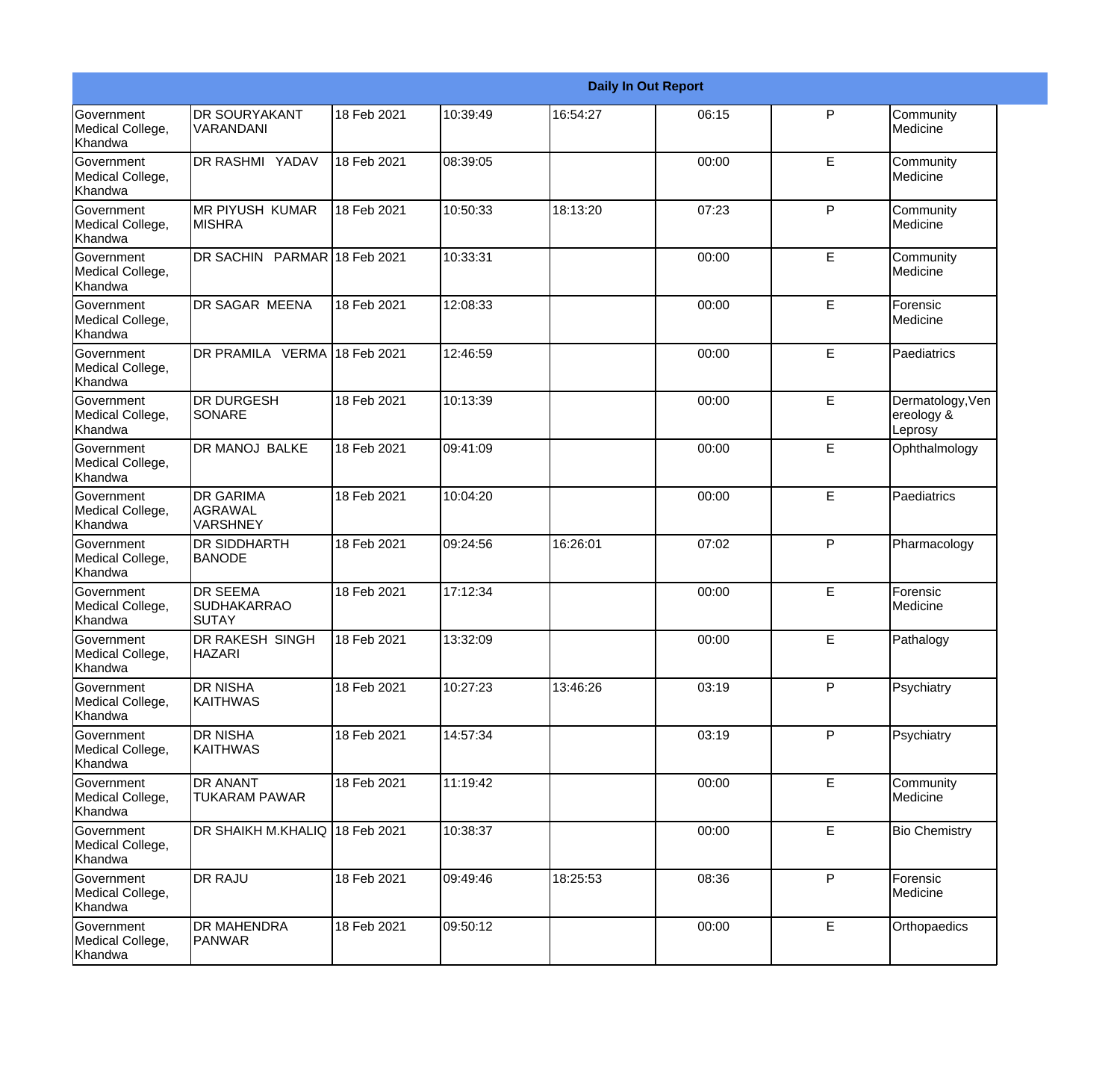| Daily In Out Report | | | | | | | |
|---|---|---|---|---|---|---|---|
| Government Medical College, Khandwa | DR SOURYAKANT VARANDANI | 18 Feb 2021 | 10:39:49 | 16:54:27 | 06:15 | P | Community Medicine |
| Government Medical College, Khandwa | DR RASHMI YADAV | 18 Feb 2021 | 08:39:05 | | 00:00 | E | Community Medicine |
| Government Medical College, Khandwa | MR PIYUSH KUMAR MISHRA | 18 Feb 2021 | 10:50:33 | 18:13:20 | 07:23 | P | Community Medicine |
| Government Medical College, Khandwa | DR SACHIN PARMAR | 18 Feb 2021 | 10:33:31 | | 00:00 | E | Community Medicine |
| Government Medical College, Khandwa | DR SAGAR MEENA | 18 Feb 2021 | 12:08:33 | | 00:00 | E | Forensic Medicine |
| Government Medical College, Khandwa | DR PRAMILA VERMA | 18 Feb 2021 | 12:46:59 | | 00:00 | E | Paediatrics |
| Government Medical College, Khandwa | DR DURGESH SONARE | 18 Feb 2021 | 10:13:39 | | 00:00 | E | Dermatology,Venereology & Leprosy |
| Government Medical College, Khandwa | DR MANOJ BALKE | 18 Feb 2021 | 09:41:09 | | 00:00 | E | Ophthalmology |
| Government Medical College, Khandwa | DR GARIMA AGRAWAL VARSHNEY | 18 Feb 2021 | 10:04:20 | | 00:00 | E | Paediatrics |
| Government Medical College, Khandwa | DR SIDDHARTH BANODE | 18 Feb 2021 | 09:24:56 | 16:26:01 | 07:02 | P | Pharmacology |
| Government Medical College, Khandwa | DR SEEMA SUDHAKARRAO SUTAY | 18 Feb 2021 | 17:12:34 | | 00:00 | E | Forensic Medicine |
| Government Medical College, Khandwa | DR RAKESH SINGH HAZARI | 18 Feb 2021 | 13:32:09 | | 00:00 | E | Pathalogy |
| Government Medical College, Khandwa | DR NISHA KAITHWAS | 18 Feb 2021 | 10:27:23 | 13:46:26 | 03:19 | P | Psychiatry |
| Government Medical College, Khandwa | DR NISHA KAITHWAS | 18 Feb 2021 | 14:57:34 | | 03:19 | P | Psychiatry |
| Government Medical College, Khandwa | DR ANANT TUKARAM PAWAR | 18 Feb 2021 | 11:19:42 | | 00:00 | E | Community Medicine |
| Government Medical College, Khandwa | DR SHAIKH M.KHALIQ | 18 Feb 2021 | 10:38:37 | | 00:00 | E | Bio Chemistry |
| Government Medical College, Khandwa | DR RAJU | 18 Feb 2021 | 09:49:46 | 18:25:53 | 08:36 | P | Forensic Medicine |
| Government Medical College, Khandwa | DR MAHENDRA PANWAR | 18 Feb 2021 | 09:50:12 | | 00:00 | E | Orthopaedics |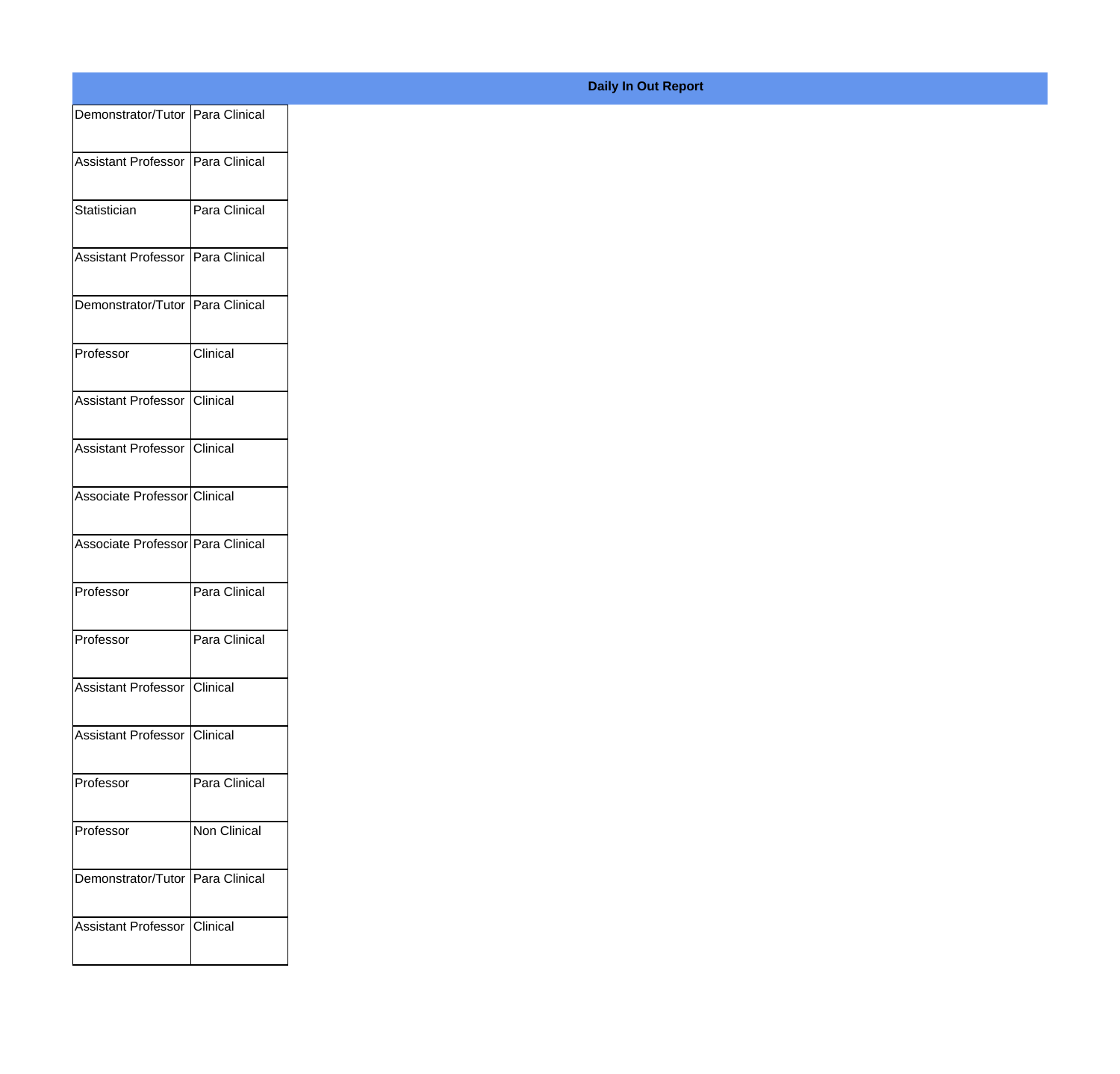**Daily In Out Report**

| | |
|---|---|
| Demonstrator/Tutor | Para Clinical |
| Assistant Professor | Para Clinical |
| Statistician | Para Clinical |
| Assistant Professor | Para Clinical |
| Demonstrator/Tutor | Para Clinical |
| Professor | Clinical |
| Assistant Professor | Clinical |
| Assistant Professor | Clinical |
| Associate Professor | Clinical |
| Associate Professor | Para Clinical |
| Professor | Para Clinical |
| Professor | Para Clinical |
| Assistant Professor | Clinical |
| Assistant Professor | Clinical |
| Professor | Para Clinical |
| Professor | Non Clinical |
| Demonstrator/Tutor | Para Clinical |
| Assistant Professor | Clinical |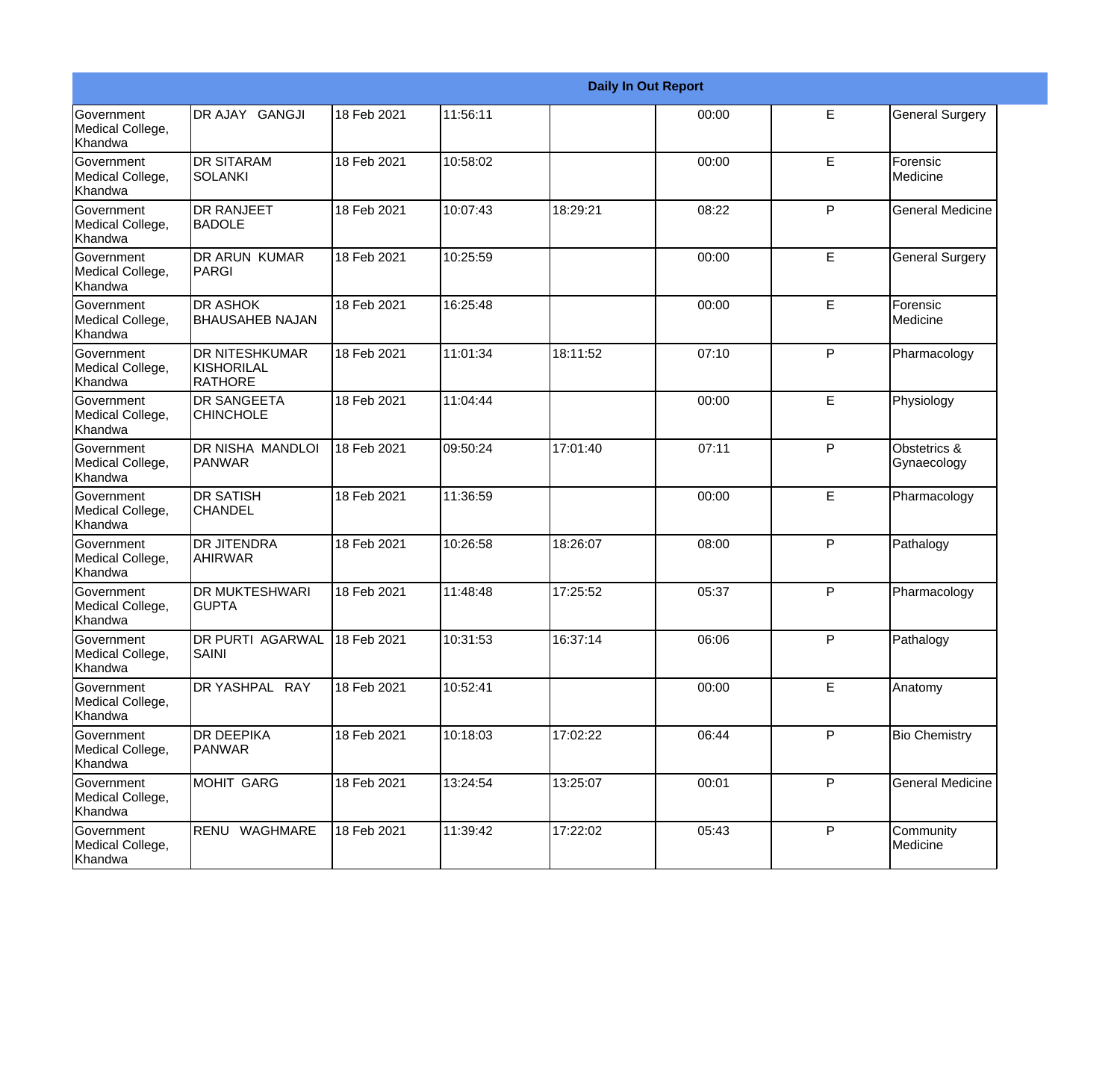| Daily In Out Report | | | | | | | |
|---|---|---|---|---|---|---|---|
| Government Medical College, Khandwa | DR AJAY GANGJI | 18 Feb 2021 | 11:56:11 | | 00:00 | E | General Surgery |
| Government Medical College, Khandwa | DR SITARAM SOLANKI | 18 Feb 2021 | 10:58:02 | | 00:00 | E | Forensic Medicine |
| Government Medical College, Khandwa | DR RANJEET BADOLE | 18 Feb 2021 | 10:07:43 | 18:29:21 | 08:22 | P | General Medicine |
| Government Medical College, Khandwa | DR ARUN KUMAR PARGI | 18 Feb 2021 | 10:25:59 | | 00:00 | E | General Surgery |
| Government Medical College, Khandwa | DR ASHOK BHAUSAHEB NAJAN | 18 Feb 2021 | 16:25:48 | | 00:00 | E | Forensic Medicine |
| Government Medical College, Khandwa | DR NITESHKUMAR KISHORILAL RATHORE | 18 Feb 2021 | 11:01:34 | 18:11:52 | 07:10 | P | Pharmacology |
| Government Medical College, Khandwa | DR SANGEETA CHINCHOLE | 18 Feb 2021 | 11:04:44 | | 00:00 | E | Physiology |
| Government Medical College, Khandwa | DR NISHA MANDLOI PANWAR | 18 Feb 2021 | 09:50:24 | 17:01:40 | 07:11 | P | Obstetrics & Gynaecology |
| Government Medical College, Khandwa | DR SATISH CHANDEL | 18 Feb 2021 | 11:36:59 | | 00:00 | E | Pharmacology |
| Government Medical College, Khandwa | DR JITENDRA AHIRWAR | 18 Feb 2021 | 10:26:58 | 18:26:07 | 08:00 | P | Pathalogy |
| Government Medical College, Khandwa | DR MUKTESHWARI GUPTA | 18 Feb 2021 | 11:48:48 | 17:25:52 | 05:37 | P | Pharmacology |
| Government Medical College, Khandwa | DR PURTI AGARWAL SAINI | 18 Feb 2021 | 10:31:53 | 16:37:14 | 06:06 | P | Pathalogy |
| Government Medical College, Khandwa | DR YASHPAL RAY | 18 Feb 2021 | 10:52:41 | | 00:00 | E | Anatomy |
| Government Medical College, Khandwa | DR DEEPIKA PANWAR | 18 Feb 2021 | 10:18:03 | 17:02:22 | 06:44 | P | Bio Chemistry |
| Government Medical College, Khandwa | MOHIT GARG | 18 Feb 2021 | 13:24:54 | 13:25:07 | 00:01 | P | General Medicine |
| Government Medical College, Khandwa | RENU WAGHMARE | 18 Feb 2021 | 11:39:42 | 17:22:02 | 05:43 | P | Community Medicine |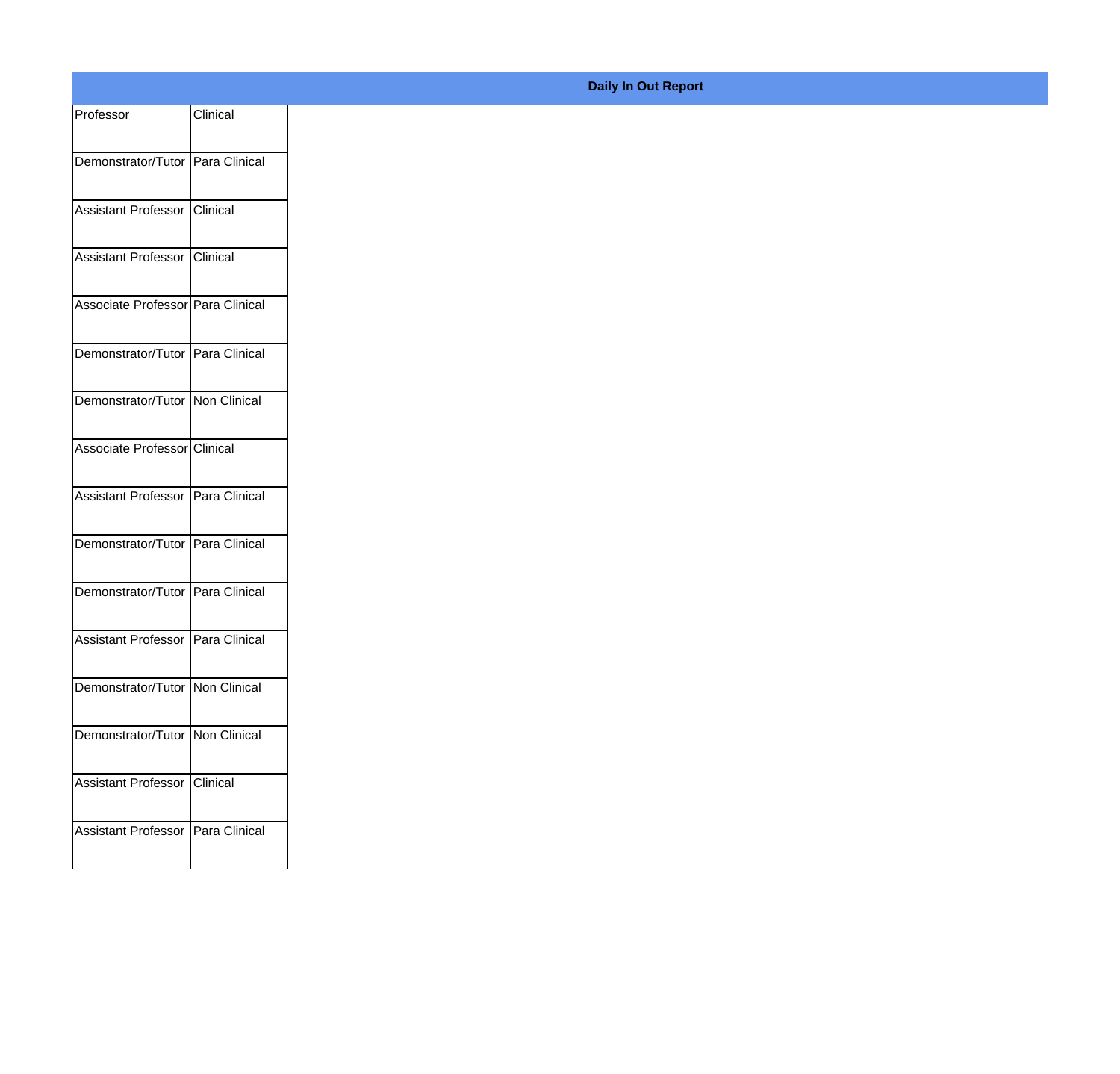**Daily In Out Report**

| | |
|---|---|
| Professor | Clinical |
| Demonstrator/Tutor | Para Clinical |
| Assistant Professor | Clinical |
| Assistant Professor | Clinical |
| Associate Professor | Para Clinical |
| Demonstrator/Tutor | Para Clinical |
| Demonstrator/Tutor | Non Clinical |
| Associate Professor | Clinical |
| Assistant Professor | Para Clinical |
| Demonstrator/Tutor | Para Clinical |
| Demonstrator/Tutor | Para Clinical |
| Assistant Professor | Para Clinical |
| Demonstrator/Tutor | Non Clinical |
| Demonstrator/Tutor | Non Clinical |
| Assistant Professor | Clinical |
| Assistant Professor | Para Clinical |